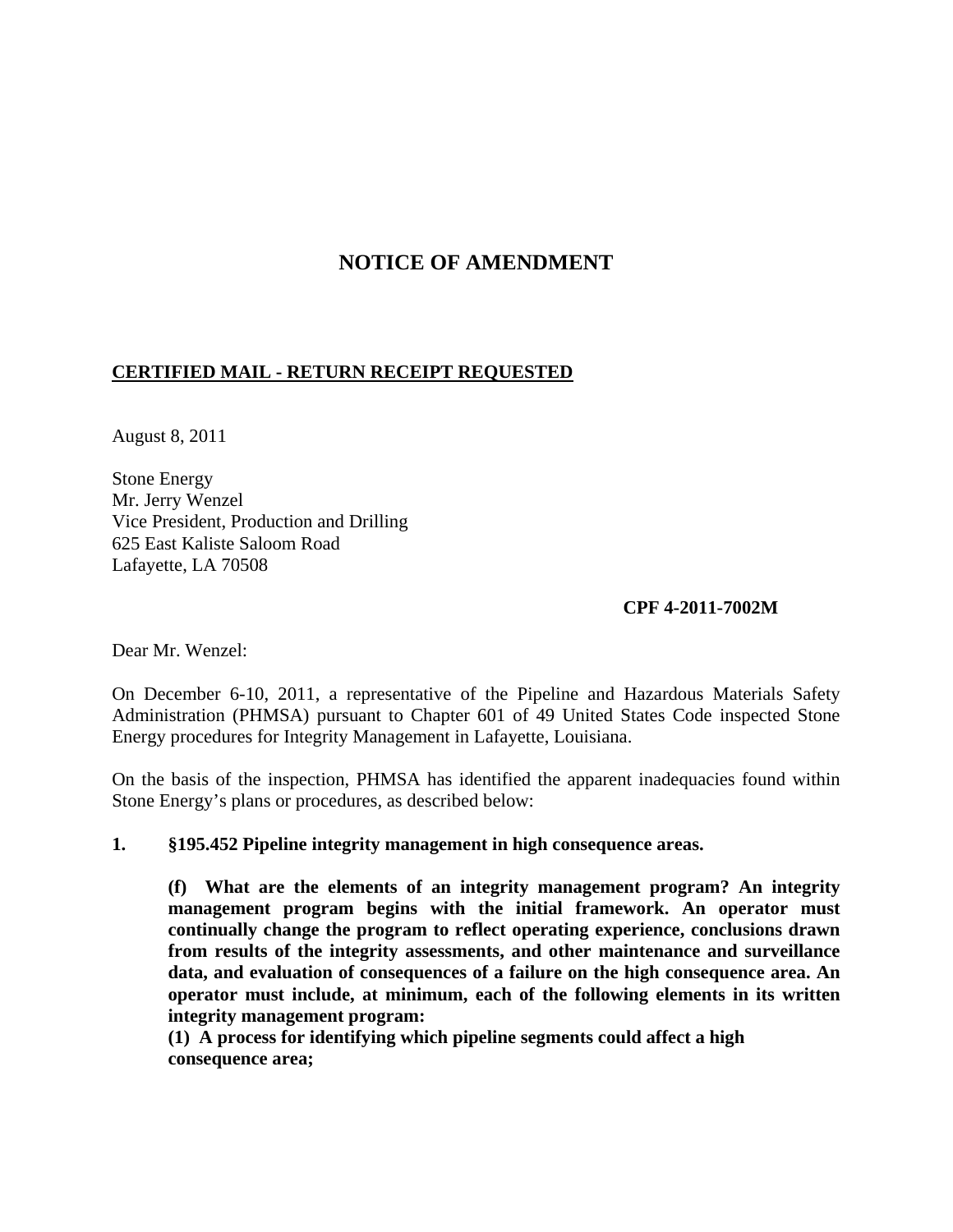# NOTICE OF AMENDMENT

**CERTIFIED MAIL - RETURN RECEIPT REQUESTED**

August 8, 2011

Stone Energy
Mr. Jerry Wenzel
Vice President, Production and Drilling
625 East Kaliste Saloom Road
Lafayette, LA 70508

**CPF 4-2011-7002M**

Dear Mr. Wenzel:

On December 6-10, 2011, a representative of the Pipeline and Hazardous Materials Safety Administration (PHMSA) pursuant to Chapter 601 of 49 United States Code inspected Stone Energy procedures for Integrity Management in Lafayette, Louisiana.

On the basis of the inspection, PHMSA has identified the apparent inadequacies found within Stone Energy's plans or procedures, as described below:

**1. §195.452 Pipeline integrity management in high consequence areas.**

> **(f) What are the elements of an integrity management program? An integrity management program begins with the initial framework. An operator must continually change the program to reflect operating experience, conclusions drawn from results of the integrity assessments, and other maintenance and surveillance data, and evaluation of consequences of a failure on the high consequence area. An operator must include, at minimum, each of the following elements in its written integrity management program:**
>
> **(1) A process for identifying which pipeline segments could affect a high consequence area;**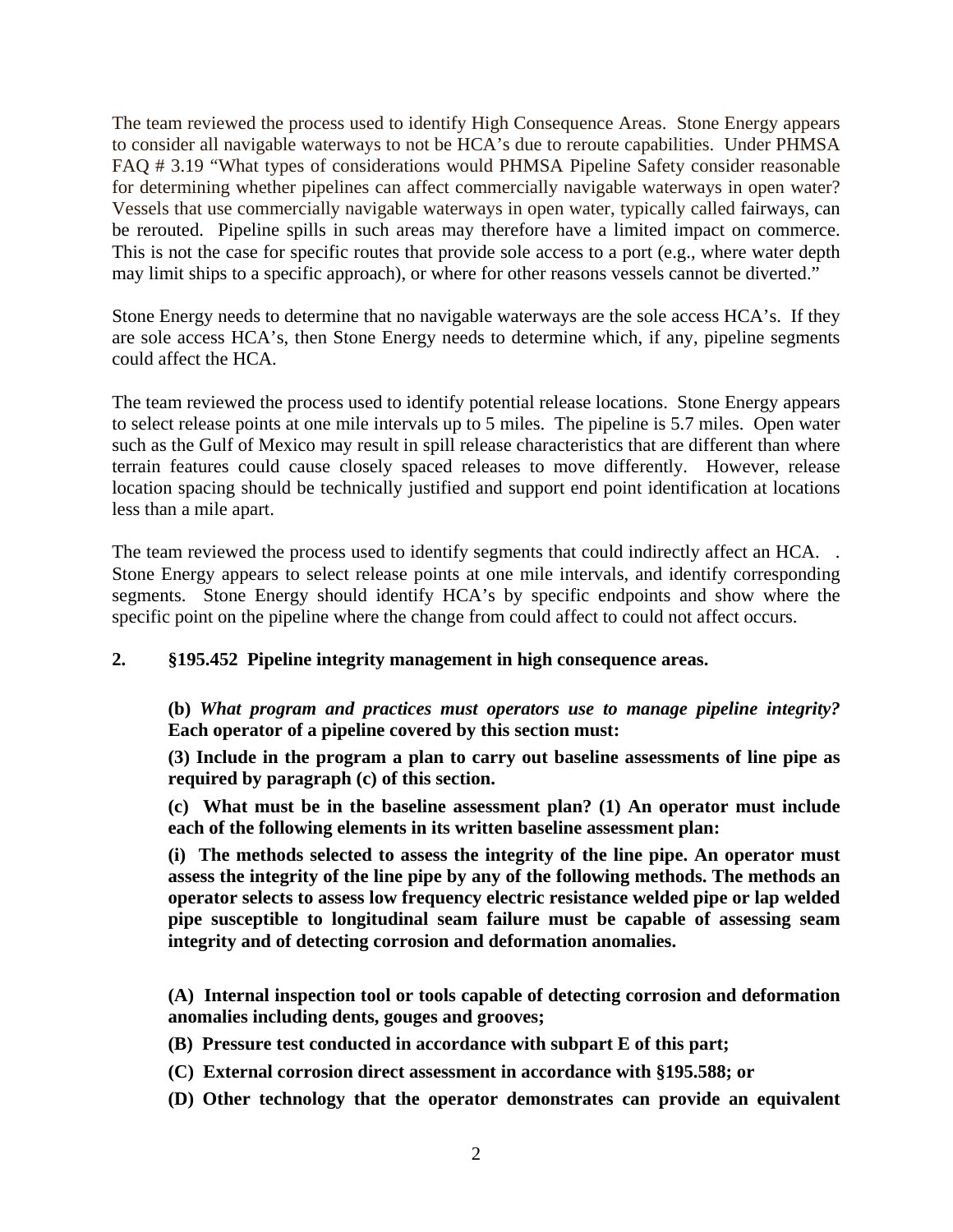The team reviewed the process used to identify High Consequence Areas. Stone Energy appears to consider all navigable waterways to not be HCA's due to reroute capabilities. Under PHMSA FAQ # 3.19 "What types of considerations would PHMSA Pipeline Safety consider reasonable for determining whether pipelines can affect commercially navigable waterways in open water? Vessels that use commercially navigable waterways in open water, typically called fairways, can be rerouted. Pipeline spills in such areas may therefore have a limited impact on commerce. This is not the case for specific routes that provide sole access to a port (e.g., where water depth may limit ships to a specific approach), or where for other reasons vessels cannot be diverted."

Stone Energy needs to determine that no navigable waterways are the sole access HCA's. If they are sole access HCA's, then Stone Energy needs to determine which, if any, pipeline segments could affect the HCA.

The team reviewed the process used to identify potential release locations. Stone Energy appears to select release points at one mile intervals up to 5 miles. The pipeline is 5.7 miles. Open water such as the Gulf of Mexico may result in spill release characteristics that are different than where terrain features could cause closely spaced releases to move differently. However, release location spacing should be technically justified and support end point identification at locations less than a mile apart.

The team reviewed the process used to identify segments that could indirectly affect an HCA. . Stone Energy appears to select release points at one mile intervals, and identify corresponding segments. Stone Energy should identify HCA's by specific endpoints and show where the specific point on the pipeline where the change from could affect to could not affect occurs.

**2. §195.452 Pipeline integrity management in high consequence areas.**

**(b)** ***What program and practices must operators use to manage pipeline integrity?*** **Each operator of a pipeline covered by this section must:**

**(3) Include in the program a plan to carry out baseline assessments of line pipe as required by paragraph (c) of this section.**

**(c) What must be in the baseline assessment plan? (1) An operator must include each of the following elements in its written baseline assessment plan:**

**(i) The methods selected to assess the integrity of the line pipe. An operator must assess the integrity of the line pipe by any of the following methods. The methods an operator selects to assess low frequency electric resistance welded pipe or lap welded pipe susceptible to longitudinal seam failure must be capable of assessing seam integrity and of detecting corrosion and deformation anomalies.**

**(A) Internal inspection tool or tools capable of detecting corrosion and deformation anomalies including dents, gouges and grooves;**

**(B) Pressure test conducted in accordance with subpart E of this part;**

**(C) External corrosion direct assessment in accordance with §195.588; or**

**(D) Other technology that the operator demonstrates can provide an equivalent**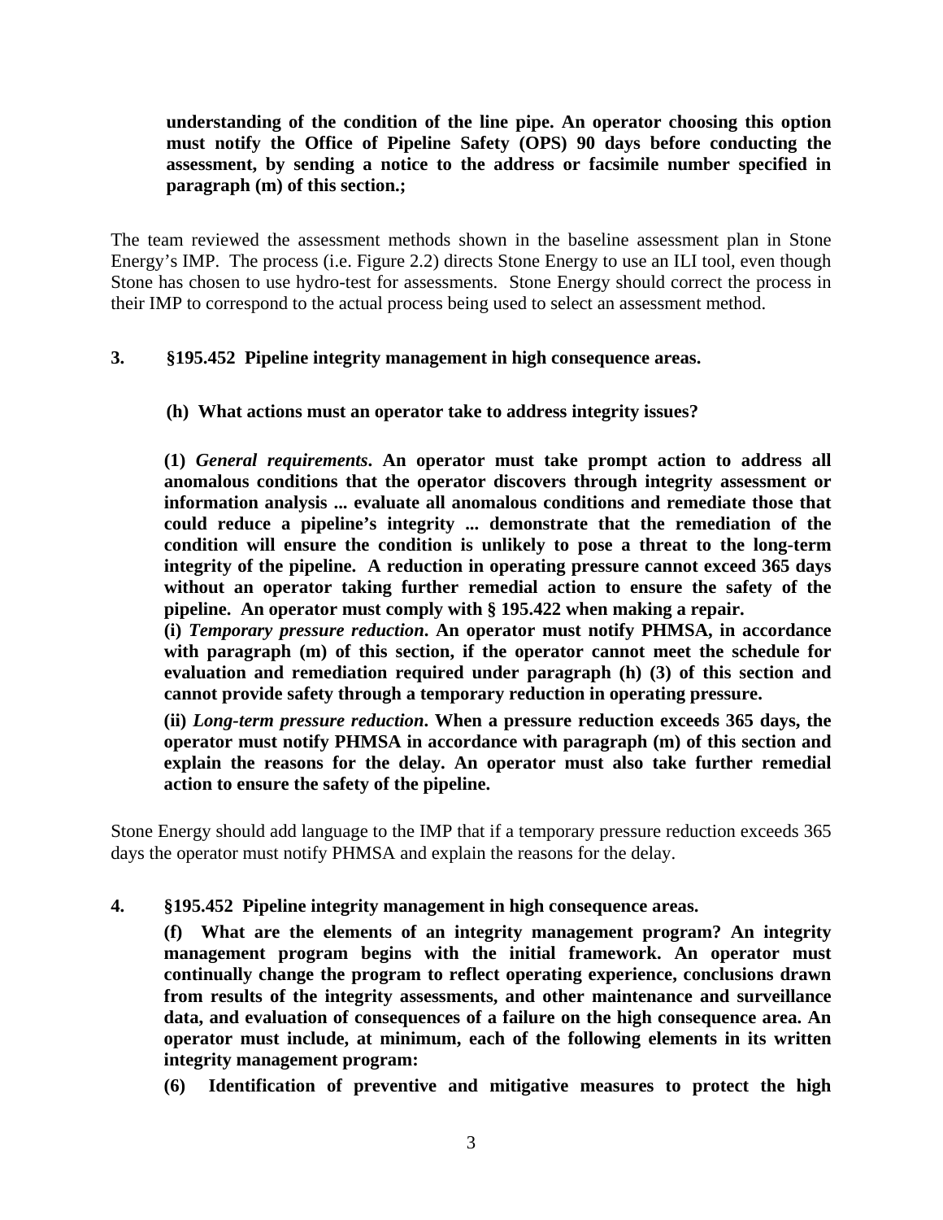**understanding of the condition of the line pipe. An operator choosing this option must notify the Office of Pipeline Safety (OPS) 90 days before conducting the assessment, by sending a notice to the address or facsimile number specified in paragraph (m) of this section.;**

The team reviewed the assessment methods shown in the baseline assessment plan in Stone Energy's IMP. The process (i.e. Figure 2.2) directs Stone Energy to use an ILI tool, even though Stone has chosen to use hydro-test for assessments. Stone Energy should correct the process in their IMP to correspond to the actual process being used to select an assessment method.

**3. §195.452 Pipeline integrity management in high consequence areas.**

**(h) What actions must an operator take to address integrity issues?**

**(1) *General requirements*. An operator must take prompt action to address all anomalous conditions that the operator discovers through integrity assessment or information analysis ... evaluate all anomalous conditions and remediate those that could reduce a pipeline's integrity ... demonstrate that the remediation of the condition will ensure the condition is unlikely to pose a threat to the long-term integrity of the pipeline. A reduction in operating pressure cannot exceed 365 days without an operator taking further remedial action to ensure the safety of the pipeline. An operator must comply with § 195.422 when making a repair.**

**(i) *Temporary pressure reduction*. An operator must notify PHMSA, in accordance with paragraph (m) of this section, if the operator cannot meet the schedule for evaluation and remediation required under paragraph (h) (3) of this section and cannot provide safety through a temporary reduction in operating pressure.**

**(ii) *Long-term pressure reduction*. When a pressure reduction exceeds 365 days, the operator must notify PHMSA in accordance with paragraph (m) of this section and explain the reasons for the delay. An operator must also take further remedial action to ensure the safety of the pipeline.**

Stone Energy should add language to the IMP that if a temporary pressure reduction exceeds 365 days the operator must notify PHMSA and explain the reasons for the delay.

**4. §195.452 Pipeline integrity management in high consequence areas.**

**(f) What are the elements of an integrity management program? An integrity management program begins with the initial framework. An operator must continually change the program to reflect operating experience, conclusions drawn from results of the integrity assessments, and other maintenance and surveillance data, and evaluation of consequences of a failure on the high consequence area. An operator must include, at minimum, each of the following elements in its written integrity management program:**

**(6) Identification of preventive and mitigative measures to protect the high**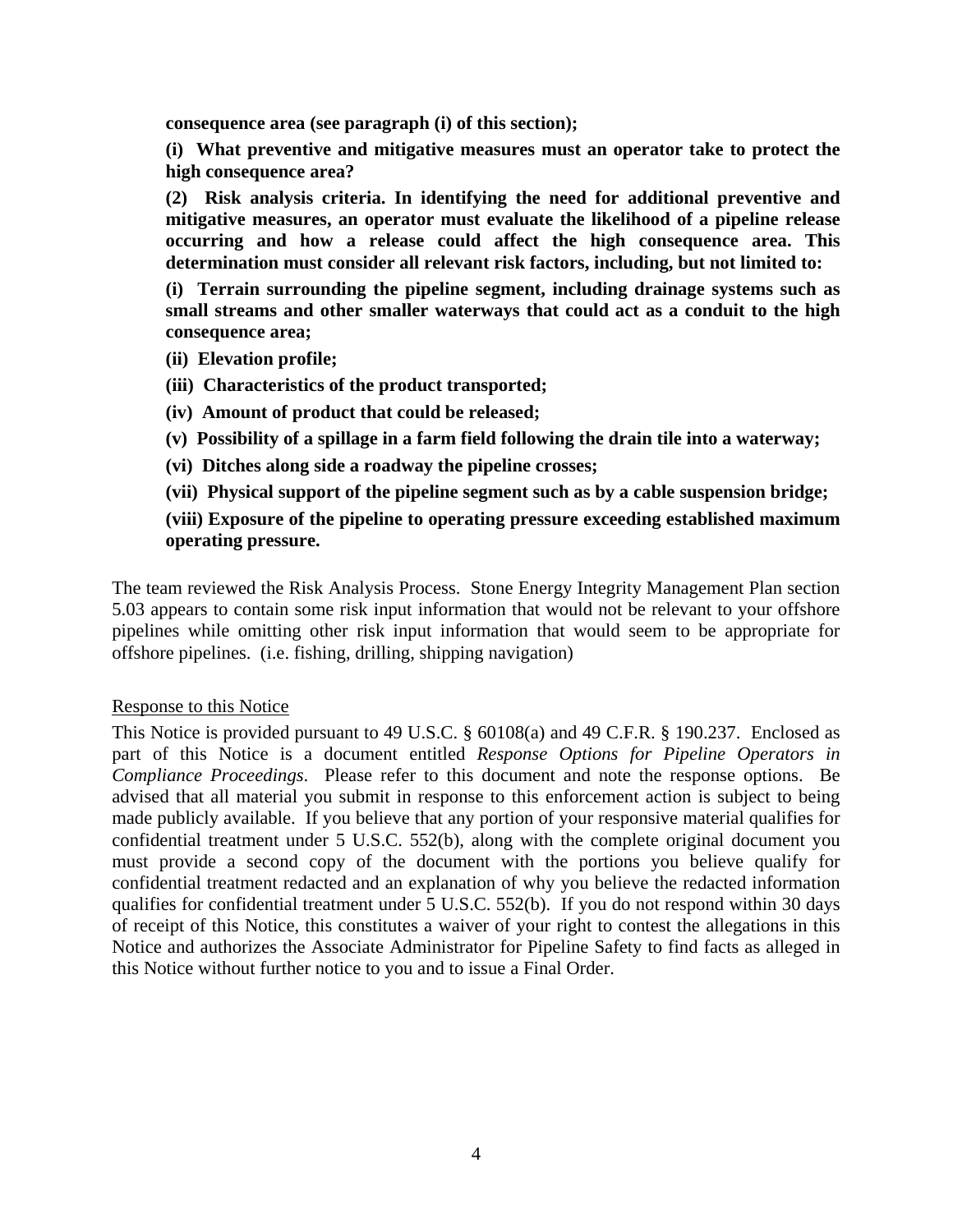**consequence area (see paragraph (i) of this section);**

**(i) What preventive and mitigative measures must an operator take to protect the high consequence area?**

**(2) Risk analysis criteria. In identifying the need for additional preventive and mitigative measures, an operator must evaluate the likelihood of a pipeline release occurring and how a release could affect the high consequence area. This determination must consider all relevant risk factors, including, but not limited to:**

**(i) Terrain surrounding the pipeline segment, including drainage systems such as small streams and other smaller waterways that could act as a conduit to the high consequence area;**

**(ii) Elevation profile;**

**(iii) Characteristics of the product transported;**

**(iv) Amount of product that could be released;**

**(v) Possibility of a spillage in a farm field following the drain tile into a waterway;**

**(vi) Ditches along side a roadway the pipeline crosses;**

**(vii) Physical support of the pipeline segment such as by a cable suspension bridge;**

**(viii) Exposure of the pipeline to operating pressure exceeding established maximum operating pressure.**

The team reviewed the Risk Analysis Process. Stone Energy Integrity Management Plan section 5.03 appears to contain some risk input information that would not be relevant to your offshore pipelines while omitting other risk input information that would seem to be appropriate for offshore pipelines. (i.e. fishing, drilling, shipping navigation)

Response to this Notice

This Notice is provided pursuant to 49 U.S.C. § 60108(a) and 49 C.F.R. § 190.237. Enclosed as part of this Notice is a document entitled *Response Options for Pipeline Operators in Compliance Proceedings*. Please refer to this document and note the response options. Be advised that all material you submit in response to this enforcement action is subject to being made publicly available. If you believe that any portion of your responsive material qualifies for confidential treatment under 5 U.S.C. 552(b), along with the complete original document you must provide a second copy of the document with the portions you believe qualify for confidential treatment redacted and an explanation of why you believe the redacted information qualifies for confidential treatment under 5 U.S.C. 552(b). If you do not respond within 30 days of receipt of this Notice, this constitutes a waiver of your right to contest the allegations in this Notice and authorizes the Associate Administrator for Pipeline Safety to find facts as alleged in this Notice without further notice to you and to issue a Final Order.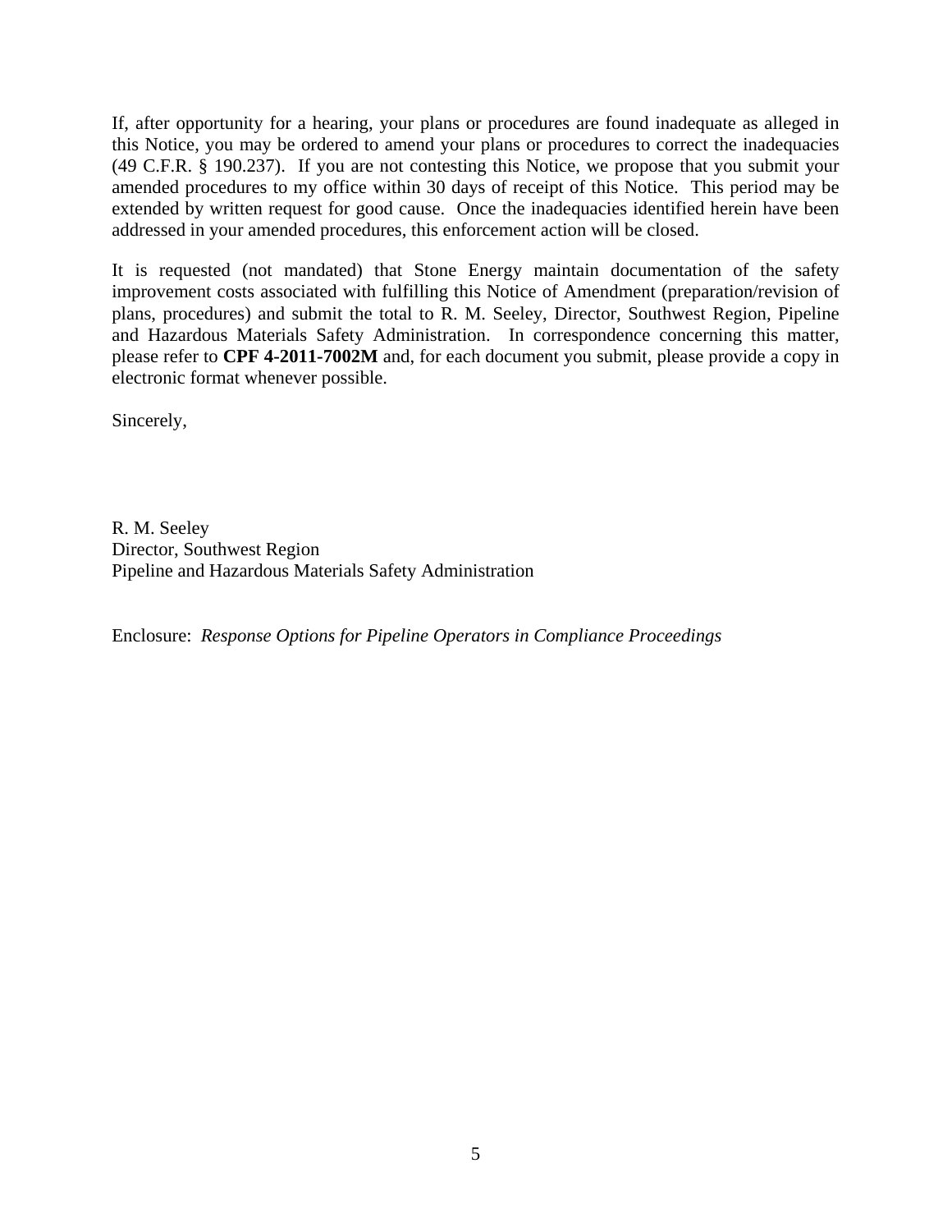If, after opportunity for a hearing, your plans or procedures are found inadequate as alleged in this Notice, you may be ordered to amend your plans or procedures to correct the inadequacies (49 C.F.R. § 190.237). If you are not contesting this Notice, we propose that you submit your amended procedures to my office within 30 days of receipt of this Notice. This period may be extended by written request for good cause. Once the inadequacies identified herein have been addressed in your amended procedures, this enforcement action will be closed.

It is requested (not mandated) that Stone Energy maintain documentation of the safety improvement costs associated with fulfilling this Notice of Amendment (preparation/revision of plans, procedures) and submit the total to R. M. Seeley, Director, Southwest Region, Pipeline and Hazardous Materials Safety Administration. In correspondence concerning this matter, please refer to **CPF 4-2011-7002M** and, for each document you submit, please provide a copy in electronic format whenever possible.

Sincerely,

R. M. Seeley
Director, Southwest Region
Pipeline and Hazardous Materials Safety Administration

Enclosure: *Response Options for Pipeline Operators in Compliance Proceedings*